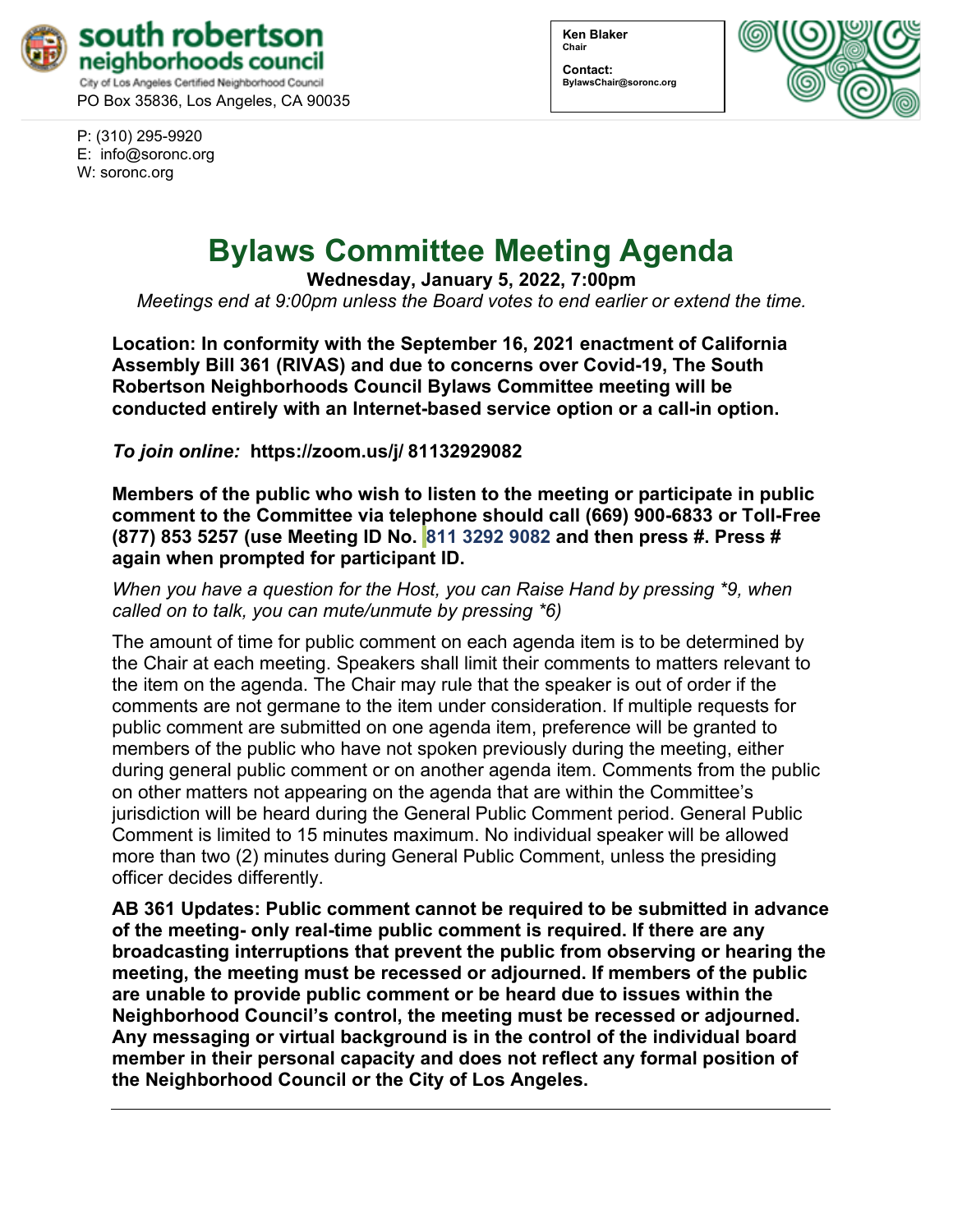**south robertson neighborhoods council**
City of Los Angeles Certified Neighborhood Council
PO Box 35836, Los Angeles, CA 90035

P: (310) 295-9920
E: info@soronc.org
W: soronc.org

**Ken Blaker**
**Chair**

**Contact:**
**BylawsChair@soronc.org**

# Bylaws Committee Meeting Agenda

**Wednesday, January 5, 2022, 7:00pm**

*Meetings end at 9:00pm unless the Board votes to end earlier or extend the time.*

**Location: In conformity with the September 16, 2021 enactment of California Assembly Bill 361 (RIVAS) and due to concerns over Covid-19, The South Robertson Neighborhoods Council Bylaws Committee meeting will be conducted entirely with an Internet-based service option or a call-in option.**

***To join online:*** **https://zoom.us/j/ 81132929082**

**Members of the public who wish to listen to the meeting or participate in public comment to the Committee via telephone should call (669) 900-6833 or Toll-Free (877) 853 5257 (use Meeting ID No. 811 3292 9082 and then press #. Press # again when prompted for participant ID.**

*When you have a question for the Host, you can Raise Hand by pressing *9, when called on to talk, you can mute/unmute by pressing *6)*

The amount of time for public comment on each agenda item is to be determined by the Chair at each meeting. Speakers shall limit their comments to matters relevant to the item on the agenda. The Chair may rule that the speaker is out of order if the comments are not germane to the item under consideration. If multiple requests for public comment are submitted on one agenda item, preference will be granted to members of the public who have not spoken previously during the meeting, either during general public comment or on another agenda item. Comments from the public on other matters not appearing on the agenda that are within the Committee's jurisdiction will be heard during the General Public Comment period. General Public Comment is limited to 15 minutes maximum. No individual speaker will be allowed more than two (2) minutes during General Public Comment, unless the presiding officer decides differently.

**AB 361 Updates: Public comment cannot be required to be submitted in advance of the meeting- only real-time public comment is required. If there are any broadcasting interruptions that prevent the public from observing or hearing the meeting, the meeting must be recessed or adjourned. If members of the public are unable to provide public comment or be heard due to issues within the Neighborhood Council's control, the meeting must be recessed or adjourned. Any messaging or virtual background is in the control of the individual board member in their personal capacity and does not reflect any formal position of the Neighborhood Council or the City of Los Angeles.**

---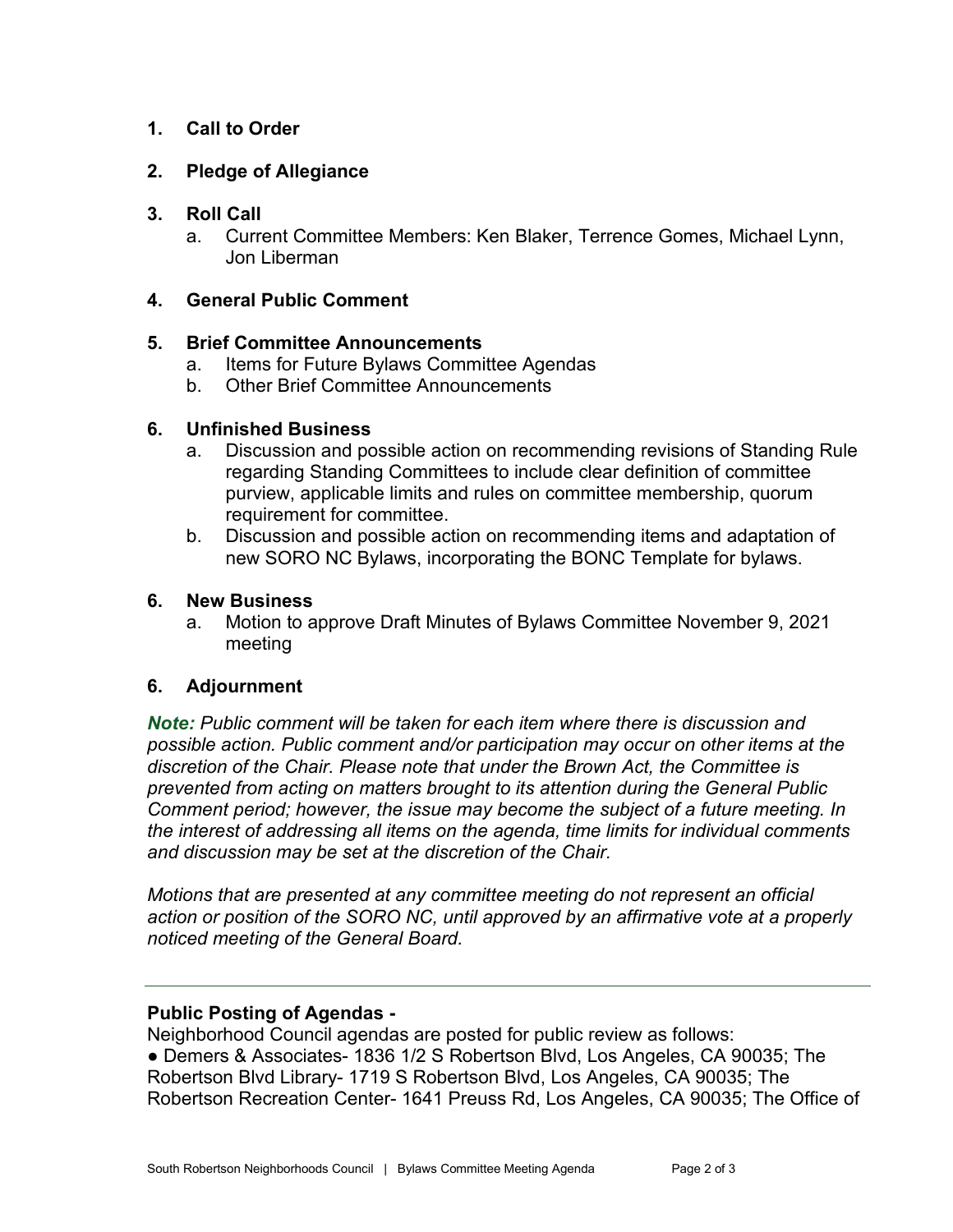1. **Call to Order**

2. **Pledge of Allegiance**

3. **Roll Call**
   a. Current Committee Members: Ken Blaker, Terrence Gomes, Michael Lynn, Jon Liberman

4. **General Public Comment**

5. **Brief Committee Announcements**
   a. Items for Future Bylaws Committee Agendas
   b. Other Brief Committee Announcements

6. **Unfinished Business**
   a. Discussion and possible action on recommending revisions of Standing Rule regarding Standing Committees to include clear definition of committee purview, applicable limits and rules on committee membership, quorum requirement for committee.
   b. Discussion and possible action on recommending items and adaptation of new SORO NC Bylaws, incorporating the BONC Template for bylaws.

6. **New Business**
   a. Motion to approve Draft Minutes of Bylaws Committee November 9, 2021 meeting

6. **Adjournment**

***Note:*** *Public comment will be taken for each item where there is discussion and possible action. Public comment and/or participation may occur on other items at the discretion of the Chair. Please note that under the Brown Act, the Committee is prevented from acting on matters brought to its attention during the General Public Comment period; however, the issue may become the subject of a future meeting. In the interest of addressing all items on the agenda, time limits for individual comments and discussion may be set at the discretion of the Chair.*

*Motions that are presented at any committee meeting do not represent an official action or position of the SORO NC, until approved by an affirmative vote at a properly noticed meeting of the General Board.*

---

**Public Posting of Agendas -**

Neighborhood Council agendas are posted for public review as follows:

● Demers & Associates- 1836 1/2 S Robertson Blvd, Los Angeles, CA 90035; The Robertson Blvd Library- 1719 S Robertson Blvd, Los Angeles, CA 90035; The Robertson Recreation Center- 1641 Preuss Rd, Los Angeles, CA 90035; The Office of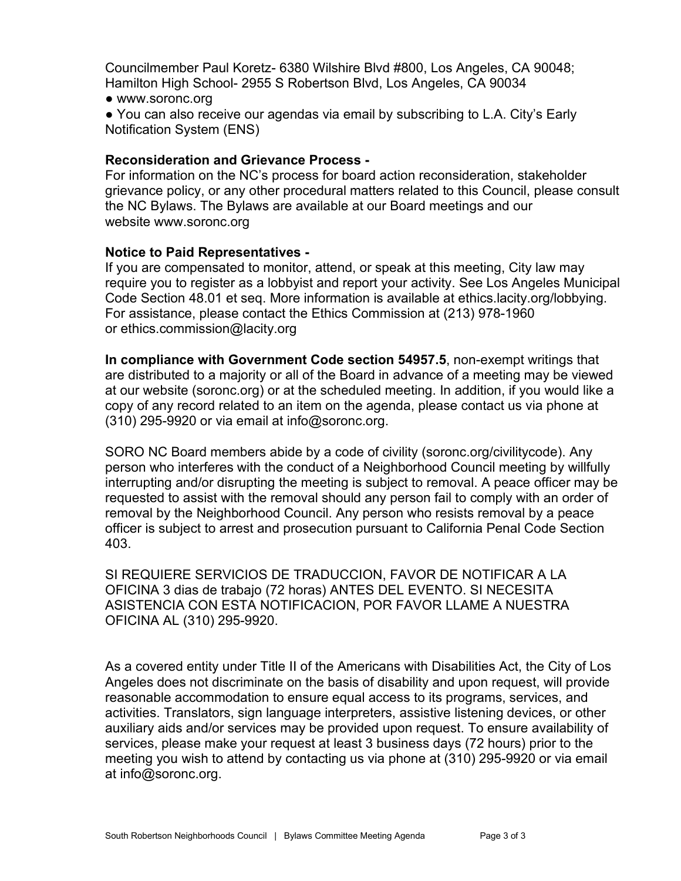Councilmember Paul Koretz- 6380 Wilshire Blvd #800, Los Angeles, CA 90048; Hamilton High School- 2955 S Robertson Blvd, Los Angeles, CA 90034

- www.soronc.org
- You can also receive our agendas via email by subscribing to L.A. City's Early Notification System (ENS)

**Reconsideration and Grievance Process -**
For information on the NC's process for board action reconsideration, stakeholder grievance policy, or any other procedural matters related to this Council, please consult the NC Bylaws. The Bylaws are available at our Board meetings and our website www.soronc.org

**Notice to Paid Representatives -**
If you are compensated to monitor, attend, or speak at this meeting, City law may require you to register as a lobbyist and report your activity. See Los Angeles Municipal Code Section 48.01 et seq. More information is available at ethics.lacity.org/lobbying. For assistance, please contact the Ethics Commission at (213) 978-1960 or ethics.commission@lacity.org

**In compliance with Government Code section 54957.5**, non-exempt writings that are distributed to a majority or all of the Board in advance of a meeting may be viewed at our website (soronc.org) or at the scheduled meeting. In addition, if you would like a copy of any record related to an item on the agenda, please contact us via phone at (310) 295-9920 or via email at info@soronc.org.

SORO NC Board members abide by a code of civility (soronc.org/civilitycode). Any person who interferes with the conduct of a Neighborhood Council meeting by willfully interrupting and/or disrupting the meeting is subject to removal. A peace officer may be requested to assist with the removal should any person fail to comply with an order of removal by the Neighborhood Council. Any person who resists removal by a peace officer is subject to arrest and prosecution pursuant to California Penal Code Section 403.

SI REQUIERE SERVICIOS DE TRADUCCION, FAVOR DE NOTIFICAR A LA OFICINA 3 dias de trabajo (72 horas) ANTES DEL EVENTO. SI NECESITA ASISTENCIA CON ESTA NOTIFICACION, POR FAVOR LLAME A NUESTRA OFICINA AL (310) 295-9920.

As a covered entity under Title II of the Americans with Disabilities Act, the City of Los Angeles does not discriminate on the basis of disability and upon request, will provide reasonable accommodation to ensure equal access to its programs, services, and activities. Translators, sign language interpreters, assistive listening devices, or other auxiliary aids and/or services may be provided upon request. To ensure availability of services, please make your request at least 3 business days (72 hours) prior to the meeting you wish to attend by contacting us via phone at (310) 295-9920 or via email at info@soronc.org.